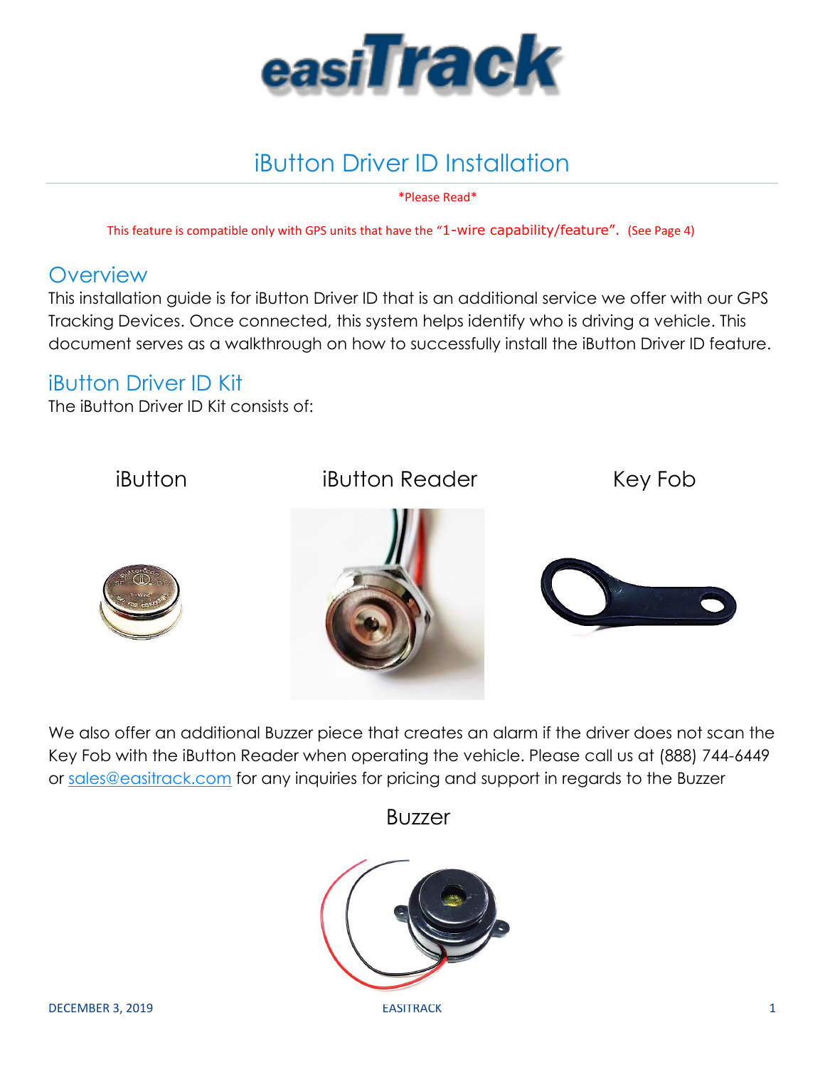easiTrack

# iButton Driver ID Installation

\*Please Read\*

This feature is compatible only with GPS units that have the "1-wire capability/feature". (See Page 4)

## Overview

This installation guide is for iButton Driver ID that is an additional service we offer with our GPS Tracking Devices. Once connected, this system helps identify who is driving a vehicle. This document serves as a walkthrough on how to successfully install the iButton Driver ID feature.

## iButton Driver ID Kit

The iButton Driver ID Kit consists of:

iButton

iButton Reader

Key Fob

We also offer an additional Buzzer piece that creates an alarm if the driver does not scan the Key Fob with the iButton Reader when operating the vehicle. Please call us at (888) 744-6449 or sales@easitrack.com for any inquiries for pricing and support in regards to the Buzzer

Buzzer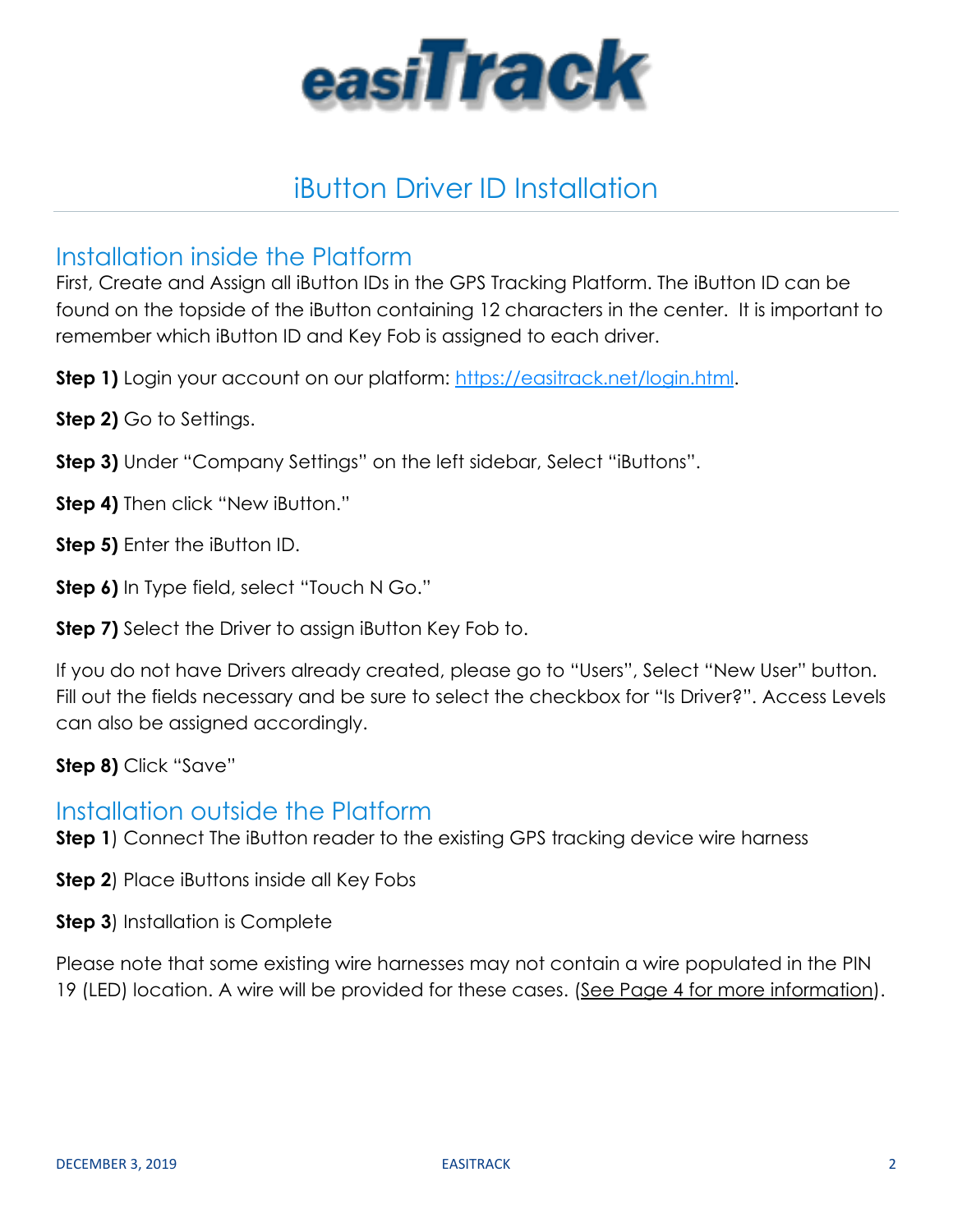# iButton Driver ID Installation

## Installation inside the Platform

First, Create and Assign all iButton IDs in the GPS Tracking Platform. The iButton ID can be found on the topside of the iButton containing 12 characters in the center. It is important to remember which iButton ID and Key Fob is assigned to each driver.

**Step 1)** Login your account on our platform: [https://easitrack.net/login.html](https://easitrack.net/login.html).

**Step 2)** Go to Settings.

**Step 3)** Under "Company Settings" on the left sidebar, Select "iButtons".

**Step 4)** Then click "New iButton."

**Step 5)** Enter the iButton ID.

**Step 6)** In Type field, select "Touch N Go."

**Step 7)** Select the Driver to assign iButton Key Fob to.

If you do not have Drivers already created, please go to "Users", Select "New User" button. Fill out the fields necessary and be sure to select the checkbox for "Is Driver?". Access Levels can also be assigned accordingly.

**Step 8)** Click "Save"

## Installation outside the Platform

**Step 1**) Connect The iButton reader to the existing GPS tracking device wire harness

**Step 2**) Place iButtons inside all Key Fobs

**Step 3**) Installation is Complete

Please note that some existing wire harnesses may not contain a wire populated in the PIN 19 (LED) location. A wire will be provided for these cases. (See Page 4 for more information).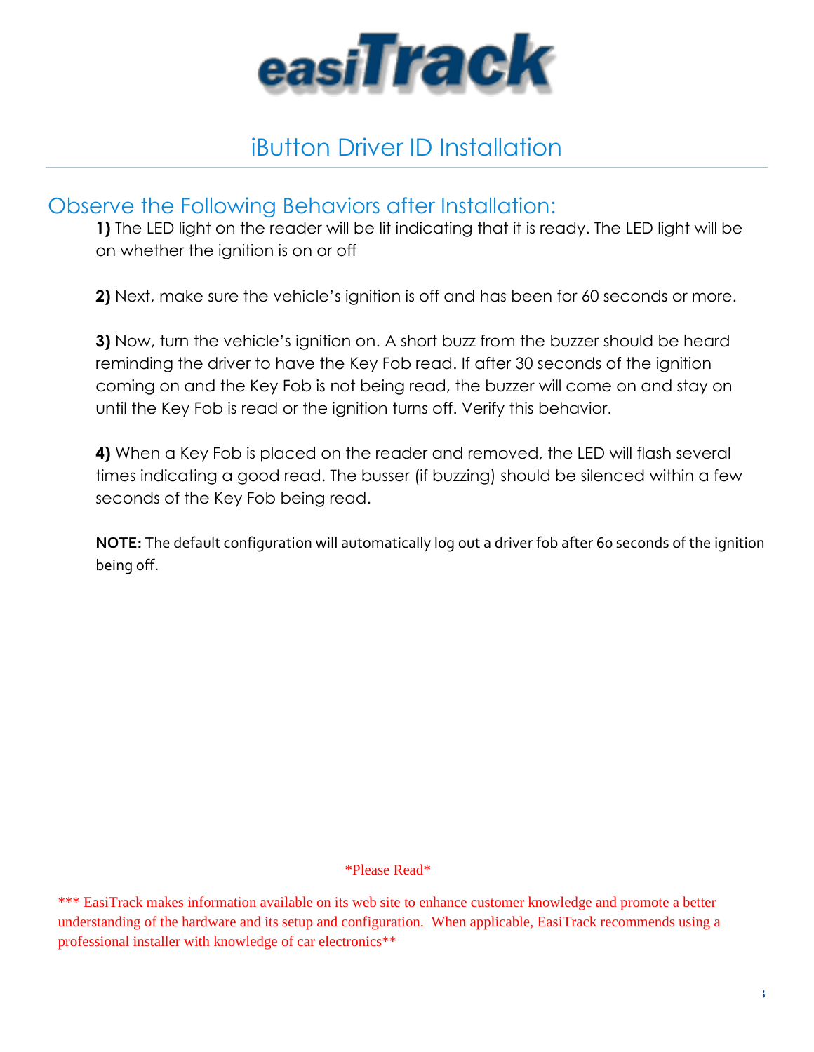# easiTrack

## iButton Driver ID Installation

### Observe the Following Behaviors after Installation:

**1)** The LED light on the reader will be lit indicating that it is ready. The LED light will be on whether the ignition is on or off

**2)** Next, make sure the vehicle's ignition is off and has been for 60 seconds or more.

**3)** Now, turn the vehicle's ignition on. A short buzz from the buzzer should be heard reminding the driver to have the Key Fob read. If after 30 seconds of the ignition coming on and the Key Fob is not being read, the buzzer will come on and stay on until the Key Fob is read or the ignition turns off. Verify this behavior.

**4)** When a Key Fob is placed on the reader and removed, the LED will flash several times indicating a good read. The busser (if buzzing) should be silenced within a few seconds of the Key Fob being read.

**NOTE:** The default configuration will automatically log out a driver fob after 60 seconds of the ignition being off.

\*Please Read\*

\*\*\* EasiTrack makes information available on its web site to enhance customer knowledge and promote a better understanding of the hardware and its setup and configuration. When applicable, EasiTrack recommends using a professional installer with knowledge of car electronics\*\*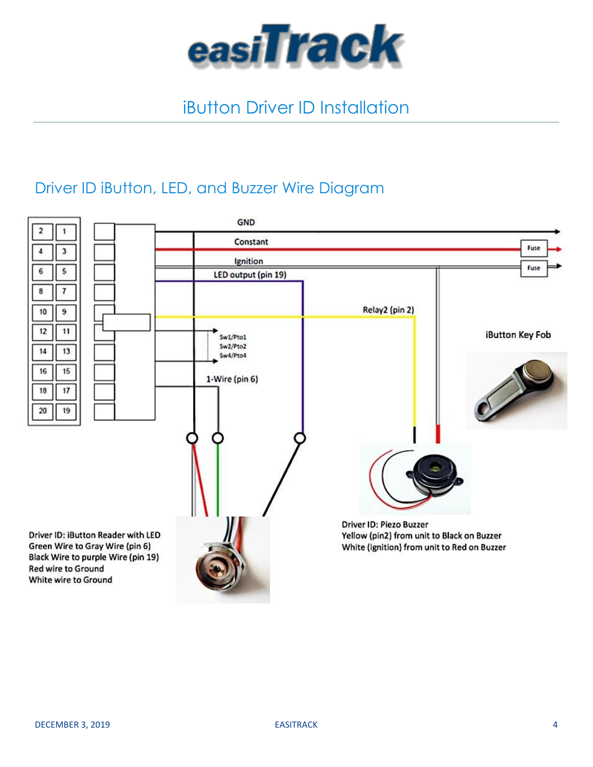# iButton Driver ID Installation

## Driver ID iButton, LED, and Buzzer Wire Diagram

GND

Constant

Ignition

LED output (pin 19)

Relay2 (pin 2)

Sw1/Pto1
Sw2/Pto2
Sw4/Pto4

1-Wire (pin 6)

Fuse

Fuse

iButton Key Fob

Driver ID: iButton Reader with LED
Green Wire to Gray Wire (pin 6)
Black Wire to purple Wire (pin 19)
Red wire to Ground
White wire to Ground

Driver ID: Piezo Buzzer
Yellow (pin2) from unit to Black on Buzzer
White (ignition) from unit to Red on Buzzer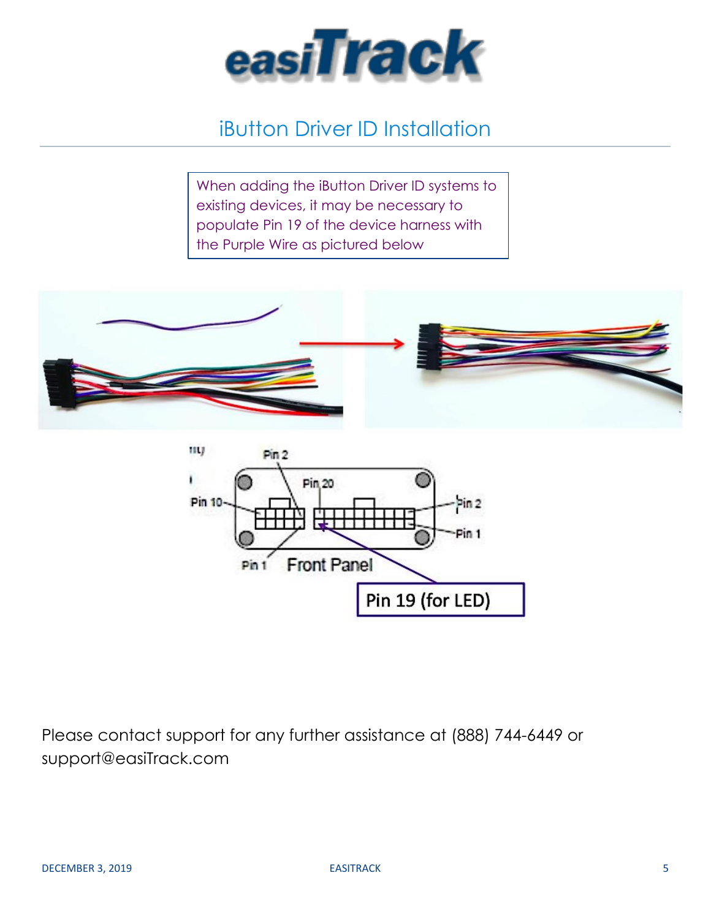# easiTrack

## iButton Driver ID Installation

When adding the iButton Driver ID systems to existing devices, it may be necessary to populate Pin 19 of the device harness with the Purple Wire as pictured below

Pin 2

Pin 10

Pin 20

Pin 2

Pin 1

Pin 1

Front Panel

Pin 19 (for LED)

Please contact support for any further assistance at (888) 744-6449 or support@easiTrack.com